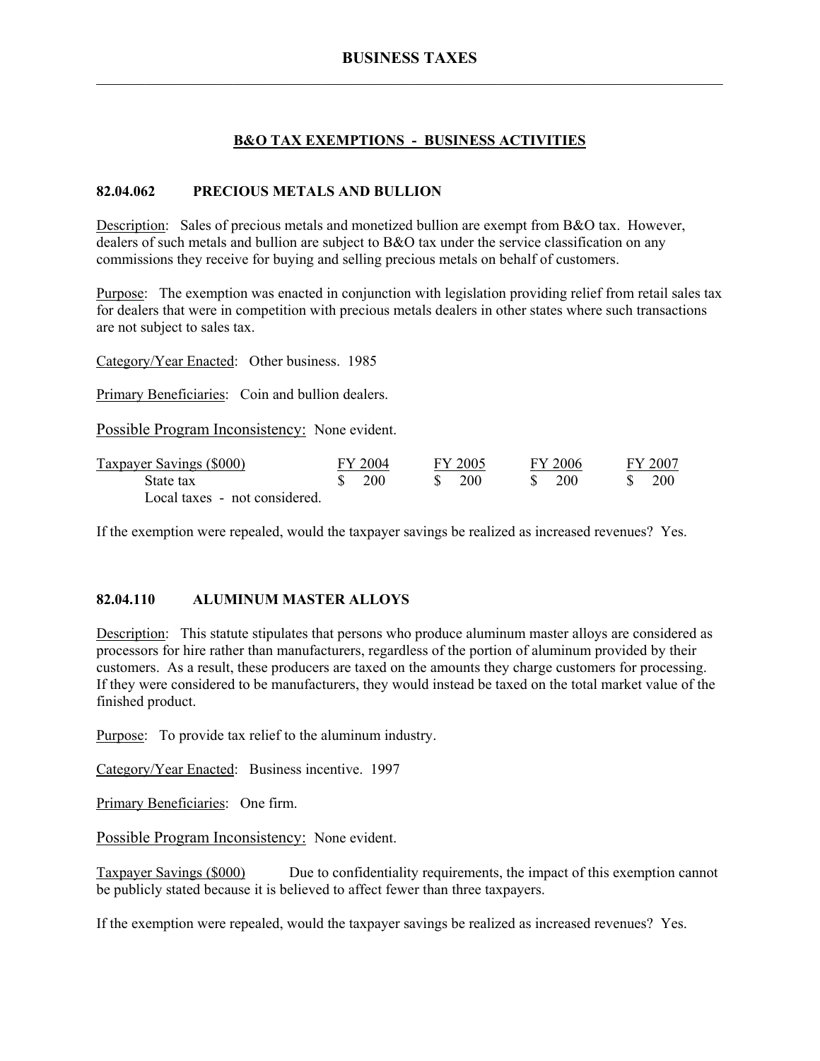# BUSINESS TAXES

## B&O TAX EXEMPTIONS - BUSINESS ACTIVITIES

### 82.04.062 PRECIOUS METALS AND BULLION

Description: Sales of precious metals and monetized bullion are exempt from B&O tax. However, dealers of such metals and bullion are subject to B&O tax under the service classification on any commissions they receive for buying and selling precious metals on behalf of customers.

Purpose: The exemption was enacted in conjunction with legislation providing relief from retail sales tax for dealers that were in competition with precious metals dealers in other states where such transactions are not subject to sales tax.

Category/Year Enacted: Other business. 1985

Primary Beneficiaries: Coin and bullion dealers.

Possible Program Inconsistency: None evident.

| Taxpayer Savings ($000) | FY 2004 | FY 2005 | FY 2006 | FY 2007 |
|---|---|---|---|---|
| State tax | $ 200 | $ 200 | $ 200 | $ 200 |
| Local taxes - not considered. | | | | |

If the exemption were repealed, would the taxpayer savings be realized as increased revenues? Yes.

### 82.04.110 ALUMINUM MASTER ALLOYS

Description: This statute stipulates that persons who produce aluminum master alloys are considered as processors for hire rather than manufacturers, regardless of the portion of aluminum provided by their customers. As a result, these producers are taxed on the amounts they charge customers for processing. If they were considered to be manufacturers, they would instead be taxed on the total market value of the finished product.

Purpose: To provide tax relief to the aluminum industry.

Category/Year Enacted: Business incentive. 1997

Primary Beneficiaries: One firm.

Possible Program Inconsistency: None evident.

Taxpayer Savings ($000) Due to confidentiality requirements, the impact of this exemption cannot be publicly stated because it is believed to affect fewer than three taxpayers.

If the exemption were repealed, would the taxpayer savings be realized as increased revenues? Yes.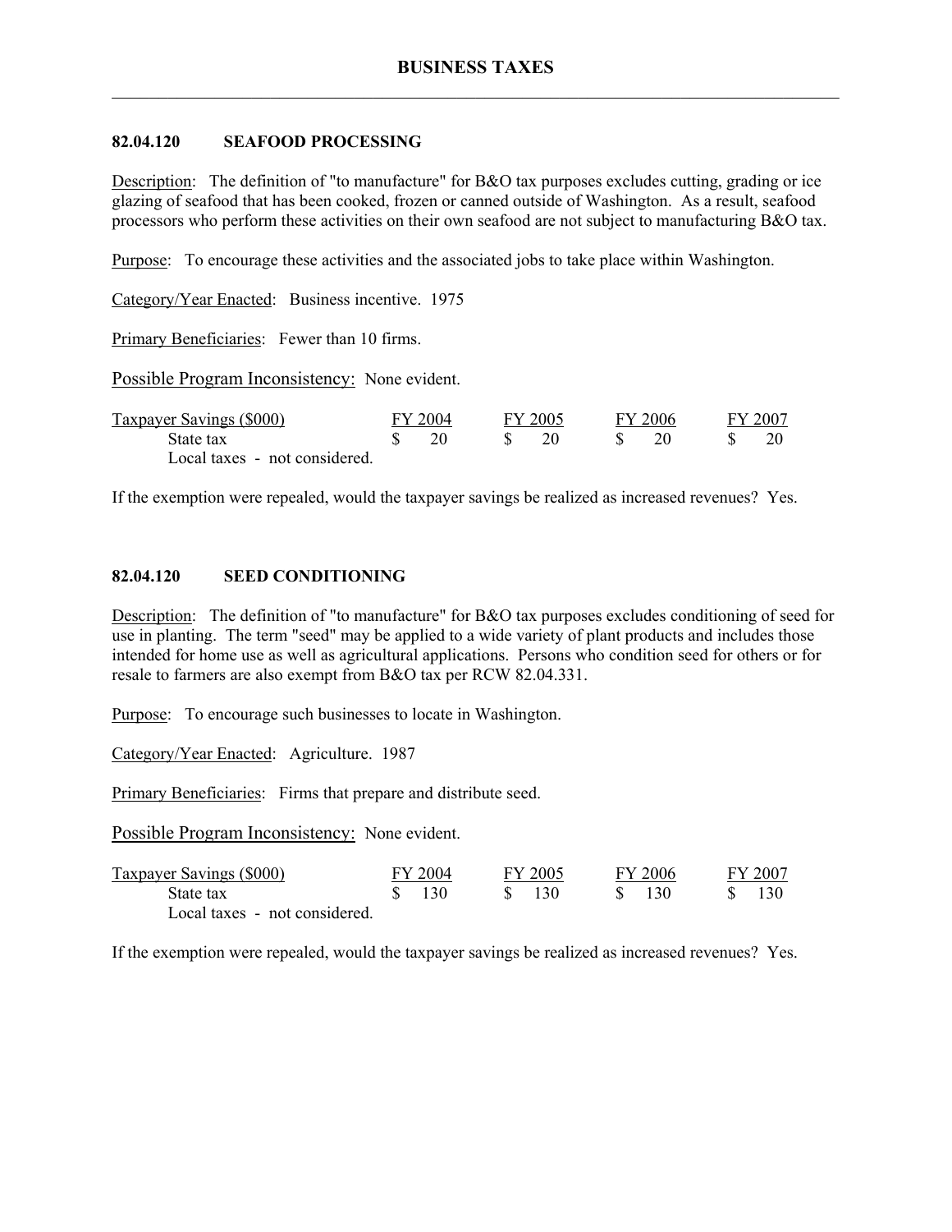## 82.04.120 SEAFOOD PROCESSING

Description: The definition of "to manufacture" for B&O tax purposes excludes cutting, grading or ice glazing of seafood that has been cooked, frozen or canned outside of Washington. As a result, seafood processors who perform these activities on their own seafood are not subject to manufacturing B&O tax.

Purpose: To encourage these activities and the associated jobs to take place within Washington.

Category/Year Enacted: Business incentive. 1975

Primary Beneficiaries: Fewer than 10 firms.

Possible Program Inconsistency: None evident.

| Taxpayer Savings ($000) | FY 2004 | FY 2005 | FY 2006 | FY 2007 |
|---|---|---|---|---|
| State tax | $ 20 | $ 20 | $ 20 | $ 20 |
| Local taxes - not considered. | | | | |

If the exemption were repealed, would the taxpayer savings be realized as increased revenues? Yes.

## 82.04.120 SEED CONDITIONING

Description: The definition of "to manufacture" for B&O tax purposes excludes conditioning of seed for use in planting. The term "seed" may be applied to a wide variety of plant products and includes those intended for home use as well as agricultural applications. Persons who condition seed for others or for resale to farmers are also exempt from B&O tax per RCW 82.04.331.

Purpose: To encourage such businesses to locate in Washington.

Category/Year Enacted: Agriculture. 1987

Primary Beneficiaries: Firms that prepare and distribute seed.

Possible Program Inconsistency: None evident.

| Taxpayer Savings ($000) | FY 2004 | FY 2005 | FY 2006 | FY 2007 |
|---|---|---|---|---|
| State tax | $ 130 | $ 130 | $ 130 | $ 130 |
| Local taxes - not considered. | | | | |

If the exemption were repealed, would the taxpayer savings be realized as increased revenues? Yes.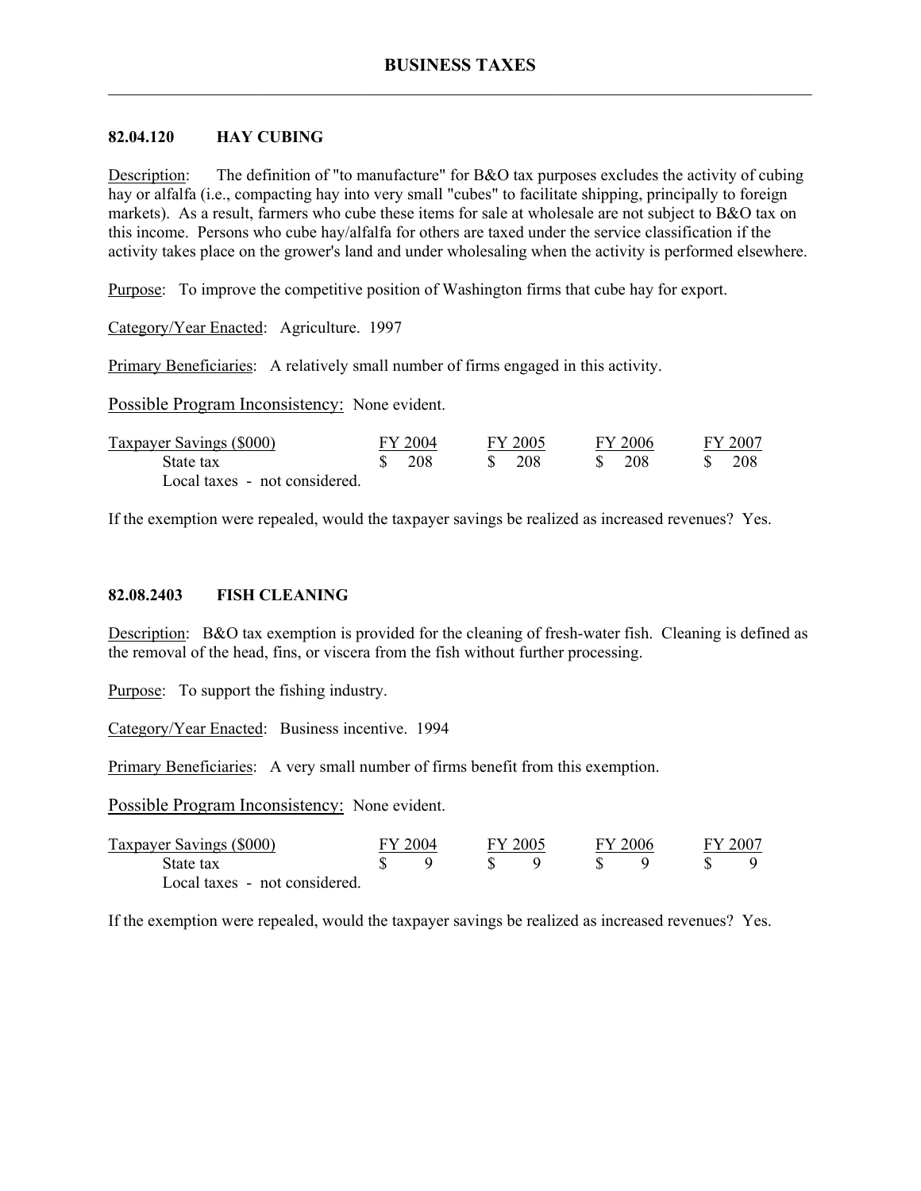## 82.04.120 HAY CUBING

Description: The definition of "to manufacture" for B&O tax purposes excludes the activity of cubing hay or alfalfa (i.e., compacting hay into very small "cubes" to facilitate shipping, principally to foreign markets). As a result, farmers who cube these items for sale at wholesale are not subject to B&O tax on this income. Persons who cube hay/alfalfa for others are taxed under the service classification if the activity takes place on the grower's land and under wholesaling when the activity is performed elsewhere.

Purpose: To improve the competitive position of Washington firms that cube hay for export.

Category/Year Enacted: Agriculture. 1997

Primary Beneficiaries: A relatively small number of firms engaged in this activity.

Possible Program Inconsistency: None evident.

| Taxpayer Savings ($000) | FY 2004 | FY 2005 | FY 2006 | FY 2007 |
|---|---|---|---|---|
| State tax | $ 208 | $ 208 | $ 208 | $ 208 |
| Local taxes - not considered. | | | | |

If the exemption were repealed, would the taxpayer savings be realized as increased revenues? Yes.

## 82.08.2403 FISH CLEANING

Description: B&O tax exemption is provided for the cleaning of fresh-water fish. Cleaning is defined as the removal of the head, fins, or viscera from the fish without further processing.

Purpose: To support the fishing industry.

Category/Year Enacted: Business incentive. 1994

Primary Beneficiaries: A very small number of firms benefit from this exemption.

Possible Program Inconsistency: None evident.

| Taxpayer Savings ($000) | FY 2004 | FY 2005 | FY 2006 | FY 2007 |
|---|---|---|---|---|
| State tax | $ 9 | $ 9 | $ 9 | $ 9 |
| Local taxes - not considered. | | | | |

If the exemption were repealed, would the taxpayer savings be realized as increased revenues? Yes.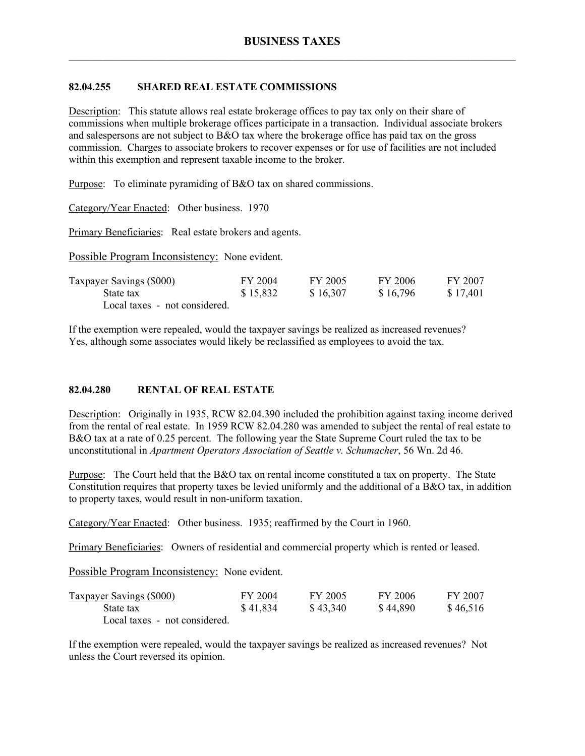### 82.04.255 SHARED REAL ESTATE COMMISSIONS

Description: This statute allows real estate brokerage offices to pay tax only on their share of commissions when multiple brokerage offices participate in a transaction. Individual associate brokers and salespersons are not subject to B&O tax where the brokerage office has paid tax on the gross commission. Charges to associate brokers to recover expenses or for use of facilities are not included within this exemption and represent taxable income to the broker.

Purpose: To eliminate pyramiding of B&O tax on shared commissions.

Category/Year Enacted: Other business. 1970

Primary Beneficiaries: Real estate brokers and agents.

Possible Program Inconsistency: None evident.

| Taxpayer Savings ($000) | FY 2004 | FY 2005 | FY 2006 | FY 2007 |
|---|---|---|---|---|
| State tax | $ 15,832 | $ 16,307 | $ 16,796 | $ 17,401 |
| Local taxes - not considered. | | | | |

If the exemption were repealed, would the taxpayer savings be realized as increased revenues? Yes, although some associates would likely be reclassified as employees to avoid the tax.

### 82.04.280 RENTAL OF REAL ESTATE

Description: Originally in 1935, RCW 82.04.390 included the prohibition against taxing income derived from the rental of real estate. In 1959 RCW 82.04.280 was amended to subject the rental of real estate to B&O tax at a rate of 0.25 percent. The following year the State Supreme Court ruled the tax to be unconstitutional in *Apartment Operators Association of Seattle v. Schumacher*, 56 Wn. 2d 46.

Purpose: The Court held that the B&O tax on rental income constituted a tax on property. The State Constitution requires that property taxes be levied uniformly and the additional of a B&O tax, in addition to property taxes, would result in non-uniform taxation.

Category/Year Enacted: Other business. 1935; reaffirmed by the Court in 1960.

Primary Beneficiaries: Owners of residential and commercial property which is rented or leased.

Possible Program Inconsistency: None evident.

| Taxpayer Savings ($000) | FY 2004 | FY 2005 | FY 2006 | FY 2007 |
|---|---|---|---|---|
| State tax | $ 41,834 | $ 43,340 | $ 44,890 | $ 46,516 |
| Local taxes - not considered. | | | | |

If the exemption were repealed, would the taxpayer savings be realized as increased revenues? Not unless the Court reversed its opinion.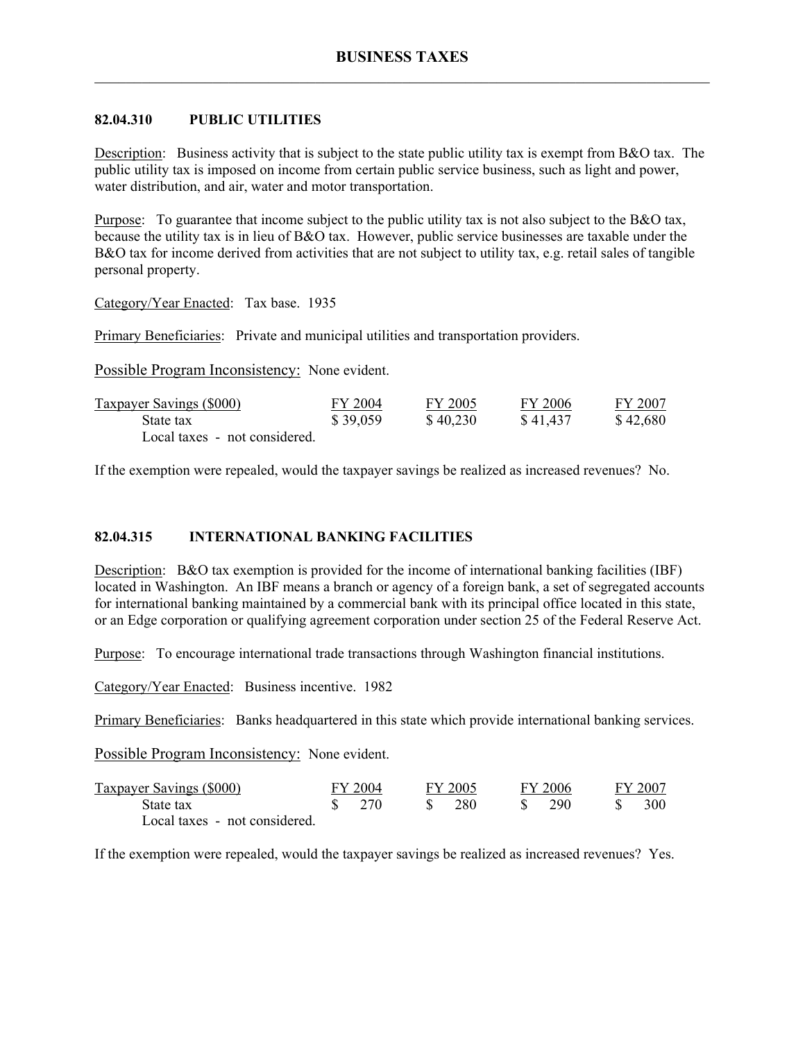## 82.04.310 PUBLIC UTILITIES

Description: Business activity that is subject to the state public utility tax is exempt from B&O tax. The public utility tax is imposed on income from certain public service business, such as light and power, water distribution, and air, water and motor transportation.

Purpose: To guarantee that income subject to the public utility tax is not also subject to the B&O tax, because the utility tax is in lieu of B&O tax. However, public service businesses are taxable under the B&O tax for income derived from activities that are not subject to utility tax, e.g. retail sales of tangible personal property.

Category/Year Enacted: Tax base. 1935

Primary Beneficiaries: Private and municipal utilities and transportation providers.

Possible Program Inconsistency: None evident.

| Taxpayer Savings ($000) | FY 2004 | FY 2005 | FY 2006 | FY 2007 |
|---|---|---|---|---|
| State tax | $ 39,059 | $ 40,230 | $ 41,437 | $ 42,680 |
| Local taxes - not considered. | | | | |

If the exemption were repealed, would the taxpayer savings be realized as increased revenues? No.

## 82.04.315 INTERNATIONAL BANKING FACILITIES

Description: B&O tax exemption is provided for the income of international banking facilities (IBF) located in Washington. An IBF means a branch or agency of a foreign bank, a set of segregated accounts for international banking maintained by a commercial bank with its principal office located in this state, or an Edge corporation or qualifying agreement corporation under section 25 of the Federal Reserve Act.

Purpose: To encourage international trade transactions through Washington financial institutions.

Category/Year Enacted: Business incentive. 1982

Primary Beneficiaries: Banks headquartered in this state which provide international banking services.

Possible Program Inconsistency: None evident.

| Taxpayer Savings ($000) | FY 2004 | FY 2005 | FY 2006 | FY 2007 |
|---|---|---|---|---|
| State tax | $ 270 | $ 280 | $ 290 | $ 300 |
| Local taxes - not considered. | | | | |

If the exemption were repealed, would the taxpayer savings be realized as increased revenues? Yes.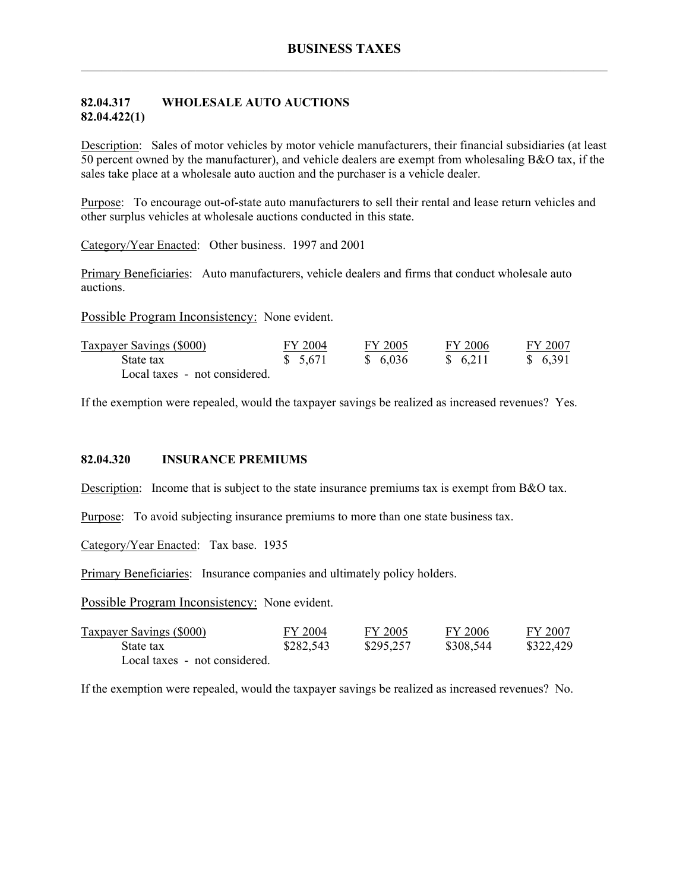## 82.04.317 WHOLESALE AUTO AUCTIONS
## 82.04.422(1)

Description: Sales of motor vehicles by motor vehicle manufacturers, their financial subsidiaries (at least 50 percent owned by the manufacturer), and vehicle dealers are exempt from wholesaling B&O tax, if the sales take place at a wholesale auto auction and the purchaser is a vehicle dealer.

Purpose: To encourage out-of-state auto manufacturers to sell their rental and lease return vehicles and other surplus vehicles at wholesale auctions conducted in this state.

Category/Year Enacted: Other business. 1997 and 2001

Primary Beneficiaries: Auto manufacturers, vehicle dealers and firms that conduct wholesale auto auctions.

Possible Program Inconsistency: None evident.

| Taxpayer Savings ($000) | FY 2004 | FY 2005 | FY 2006 | FY 2007 |
|---|---|---|---|---|
| State tax | $ 5,671 | $ 6,036 | $ 6,211 | $ 6,391 |
| Local taxes - not considered. | | | | |

If the exemption were repealed, would the taxpayer savings be realized as increased revenues? Yes.

## 82.04.320 INSURANCE PREMIUMS

Description: Income that is subject to the state insurance premiums tax is exempt from B&O tax.

Purpose: To avoid subjecting insurance premiums to more than one state business tax.

Category/Year Enacted: Tax base. 1935

Primary Beneficiaries: Insurance companies and ultimately policy holders.

Possible Program Inconsistency: None evident.

| Taxpayer Savings ($000) | FY 2004 | FY 2005 | FY 2006 | FY 2007 |
|---|---|---|---|---|
| State tax | $282,543 | $295,257 | $308,544 | $322,429 |
| Local taxes - not considered. | | | | |

If the exemption were repealed, would the taxpayer savings be realized as increased revenues? No.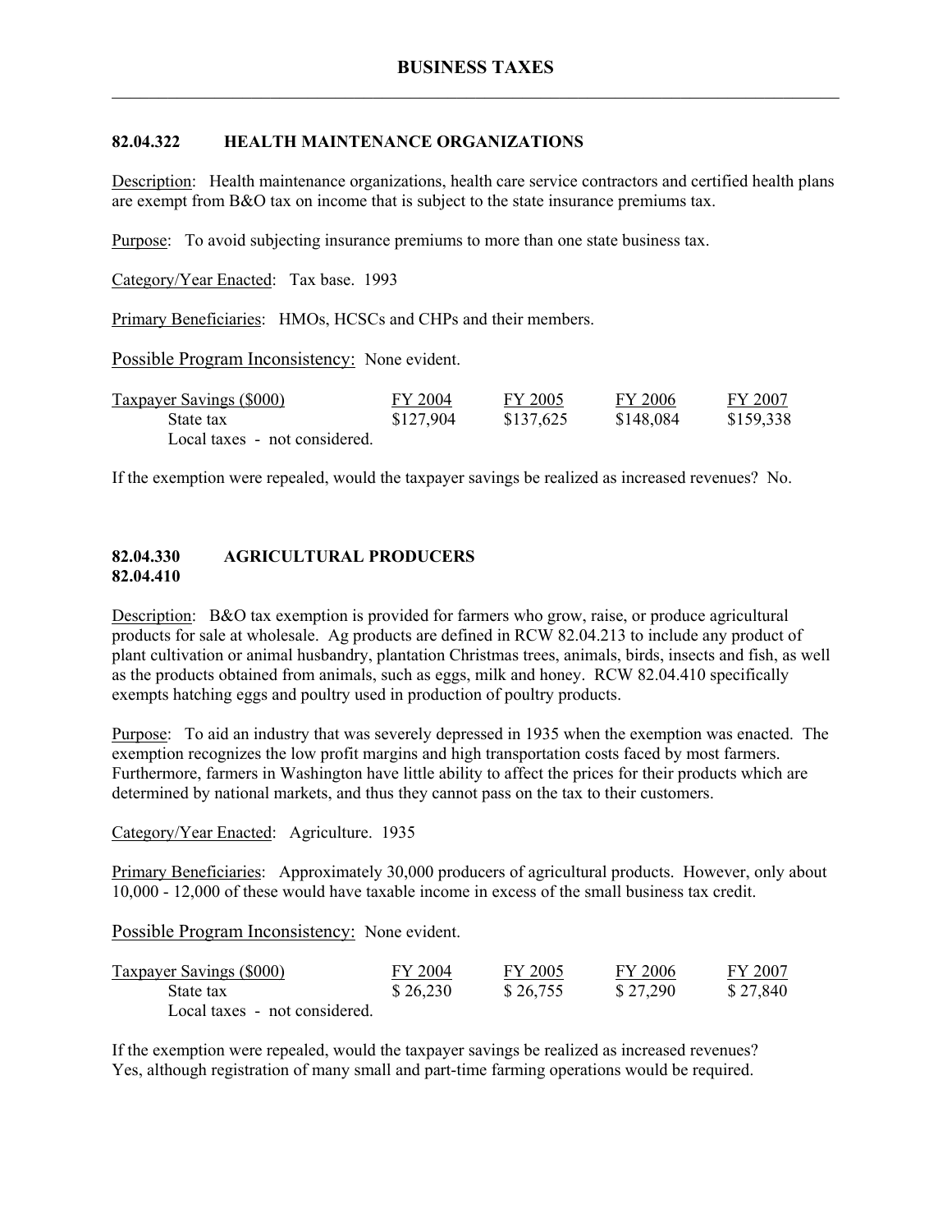## BUSINESS TAXES

### 82.04.322 HEALTH MAINTENANCE ORGANIZATIONS

Description: Health maintenance organizations, health care service contractors and certified health plans are exempt from B&O tax on income that is subject to the state insurance premiums tax.

Purpose: To avoid subjecting insurance premiums to more than one state business tax.

Category/Year Enacted: Tax base. 1993

Primary Beneficiaries: HMOs, HCSCs and CHPs and their members.

Possible Program Inconsistency: None evident.

| Taxpayer Savings ($000) | FY 2004 | FY 2005 | FY 2006 | FY 2007 |
|---|---|---|---|---|
| State tax | $127,904 | $137,625 | $148,084 | $159,338 |
| Local taxes - not considered. | | | | |

If the exemption were repealed, would the taxpayer savings be realized as increased revenues? No.

### 82.04.330 AGRICULTURAL PRODUCERS
### 82.04.410

Description: B&O tax exemption is provided for farmers who grow, raise, or produce agricultural products for sale at wholesale. Ag products are defined in RCW 82.04.213 to include any product of plant cultivation or animal husbandry, plantation Christmas trees, animals, birds, insects and fish, as well as the products obtained from animals, such as eggs, milk and honey. RCW 82.04.410 specifically exempts hatching eggs and poultry used in production of poultry products.

Purpose: To aid an industry that was severely depressed in 1935 when the exemption was enacted. The exemption recognizes the low profit margins and high transportation costs faced by most farmers. Furthermore, farmers in Washington have little ability to affect the prices for their products which are determined by national markets, and thus they cannot pass on the tax to their customers.

Category/Year Enacted: Agriculture. 1935

Primary Beneficiaries: Approximately 30,000 producers of agricultural products. However, only about 10,000 - 12,000 of these would have taxable income in excess of the small business tax credit.

Possible Program Inconsistency: None evident.

| Taxpayer Savings ($000) | FY 2004 | FY 2005 | FY 2006 | FY 2007 |
|---|---|---|---|---|
| State tax | $ 26,230 | $ 26,755 | $ 27,290 | $ 27,840 |
| Local taxes - not considered. | | | | |

If the exemption were repealed, would the taxpayer savings be realized as increased revenues? Yes, although registration of many small and part-time farming operations would be required.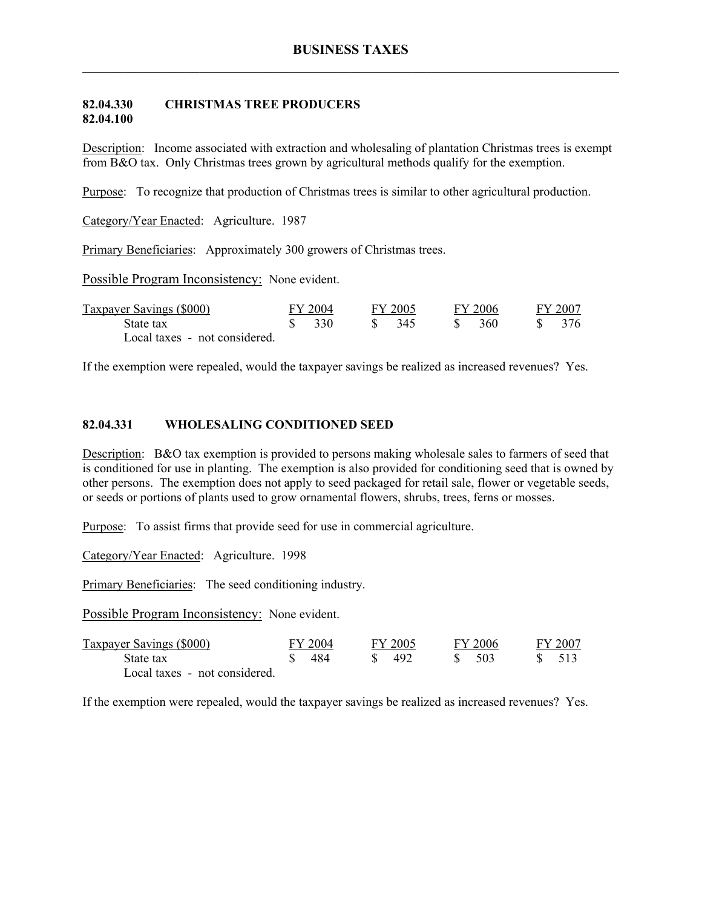## 82.04.330 CHRISTMAS TREE PRODUCERS
## 82.04.100

Description: Income associated with extraction and wholesaling of plantation Christmas trees is exempt from B&O tax. Only Christmas trees grown by agricultural methods qualify for the exemption.

Purpose: To recognize that production of Christmas trees is similar to other agricultural production.

Category/Year Enacted: Agriculture. 1987

Primary Beneficiaries: Approximately 300 growers of Christmas trees.

Possible Program Inconsistency: None evident.

| Taxpayer Savings ($000) | FY 2004 | FY 2005 | FY 2006 | FY 2007 |
|---|---|---|---|---|
| State tax | $ 330 | $ 345 | $ 360 | $ 376 |
| Local taxes - not considered. | | | | |

If the exemption were repealed, would the taxpayer savings be realized as increased revenues? Yes.

## 82.04.331 WHOLESALING CONDITIONED SEED

Description: B&O tax exemption is provided to persons making wholesale sales to farmers of seed that is conditioned for use in planting. The exemption is also provided for conditioning seed that is owned by other persons. The exemption does not apply to seed packaged for retail sale, flower or vegetable seeds, or seeds or portions of plants used to grow ornamental flowers, shrubs, trees, ferns or mosses.

Purpose: To assist firms that provide seed for use in commercial agriculture.

Category/Year Enacted: Agriculture. 1998

Primary Beneficiaries: The seed conditioning industry.

Possible Program Inconsistency: None evident.

| Taxpayer Savings ($000) | FY 2004 | FY 2005 | FY 2006 | FY 2007 |
|---|---|---|---|---|
| State tax | $ 484 | $ 492 | $ 503 | $ 513 |
| Local taxes - not considered. | | | | |

If the exemption were repealed, would the taxpayer savings be realized as increased revenues? Yes.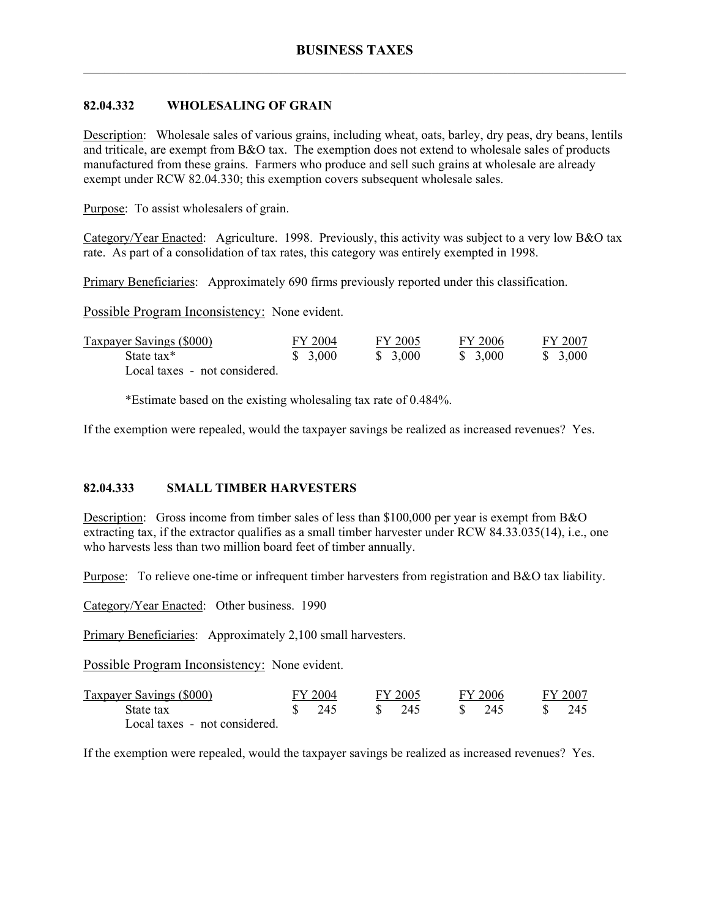## 82.04.332 WHOLESALING OF GRAIN

Description: Wholesale sales of various grains, including wheat, oats, barley, dry peas, dry beans, lentils and triticale, are exempt from B&O tax. The exemption does not extend to wholesale sales of products manufactured from these grains. Farmers who produce and sell such grains at wholesale are already exempt under RCW 82.04.330; this exemption covers subsequent wholesale sales.

Purpose: To assist wholesalers of grain.

Category/Year Enacted: Agriculture. 1998. Previously, this activity was subject to a very low B&O tax rate. As part of a consolidation of tax rates, this category was entirely exempted in 1998.

Primary Beneficiaries: Approximately 690 firms previously reported under this classification.

Possible Program Inconsistency: None evident.

| Taxpayer Savings ($000) | FY 2004 | FY 2005 | FY 2006 | FY 2007 |
|---|---|---|---|---|
| State tax* | $ 3,000 | $ 3,000 | $ 3,000 | $ 3,000 |
| Local taxes - not considered. | | | | |

*Estimate based on the existing wholesaling tax rate of 0.484%.

If the exemption were repealed, would the taxpayer savings be realized as increased revenues? Yes.

## 82.04.333 SMALL TIMBER HARVESTERS

Description: Gross income from timber sales of less than $100,000 per year is exempt from B&O extracting tax, if the extractor qualifies as a small timber harvester under RCW 84.33.035(14), i.e., one who harvests less than two million board feet of timber annually.

Purpose: To relieve one-time or infrequent timber harvesters from registration and B&O tax liability.

Category/Year Enacted: Other business. 1990

Primary Beneficiaries: Approximately 2,100 small harvesters.

Possible Program Inconsistency: None evident.

| Taxpayer Savings ($000) | FY 2004 | FY 2005 | FY 2006 | FY 2007 |
|---|---|---|---|---|
| State tax | $ 245 | $ 245 | $ 245 | $ 245 |
| Local taxes - not considered. | | | | |

If the exemption were repealed, would the taxpayer savings be realized as increased revenues? Yes.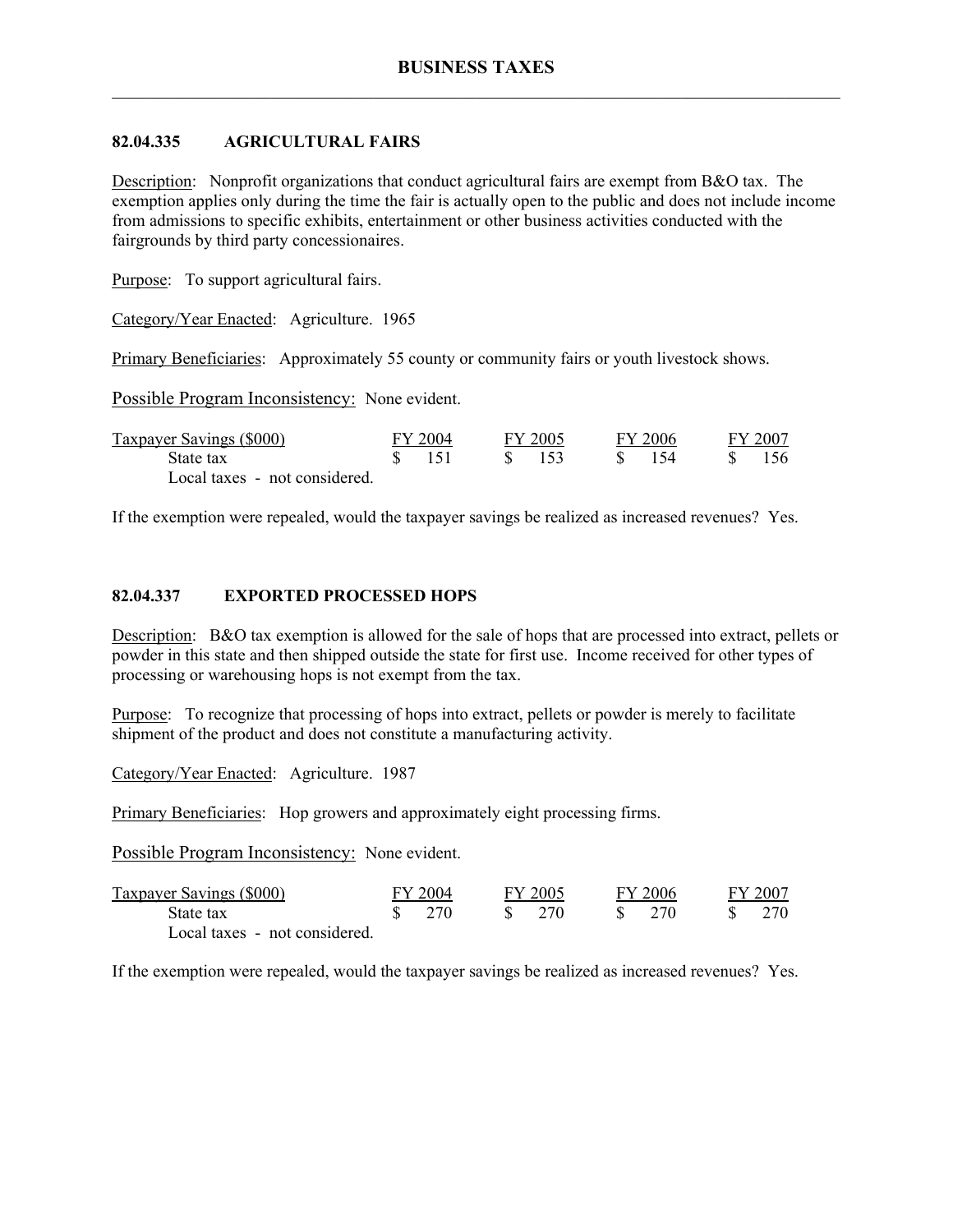## 82.04.335 AGRICULTURAL FAIRS

Description: Nonprofit organizations that conduct agricultural fairs are exempt from B&O tax. The exemption applies only during the time the fair is actually open to the public and does not include income from admissions to specific exhibits, entertainment or other business activities conducted with the fairgrounds by third party concessionaires.

Purpose: To support agricultural fairs.

Category/Year Enacted: Agriculture. 1965

Primary Beneficiaries: Approximately 55 county or community fairs or youth livestock shows.

Possible Program Inconsistency: None evident.

| Taxpayer Savings ($000) | FY 2004 | FY 2005 | FY 2006 | FY 2007 |
|---|---|---|---|---|
| State tax | $ 151 | $ 153 | $ 154 | $ 156 |
| Local taxes - not considered. | | | | |

If the exemption were repealed, would the taxpayer savings be realized as increased revenues? Yes.

## 82.04.337 EXPORTED PROCESSED HOPS

Description: B&O tax exemption is allowed for the sale of hops that are processed into extract, pellets or powder in this state and then shipped outside the state for first use. Income received for other types of processing or warehousing hops is not exempt from the tax.

Purpose: To recognize that processing of hops into extract, pellets or powder is merely to facilitate shipment of the product and does not constitute a manufacturing activity.

Category/Year Enacted: Agriculture. 1987

Primary Beneficiaries: Hop growers and approximately eight processing firms.

Possible Program Inconsistency: None evident.

| Taxpayer Savings ($000) | FY 2004 | FY 2005 | FY 2006 | FY 2007 |
|---|---|---|---|---|
| State tax | $ 270 | $ 270 | $ 270 | $ 270 |
| Local taxes - not considered. | | | | |

If the exemption were repealed, would the taxpayer savings be realized as increased revenues? Yes.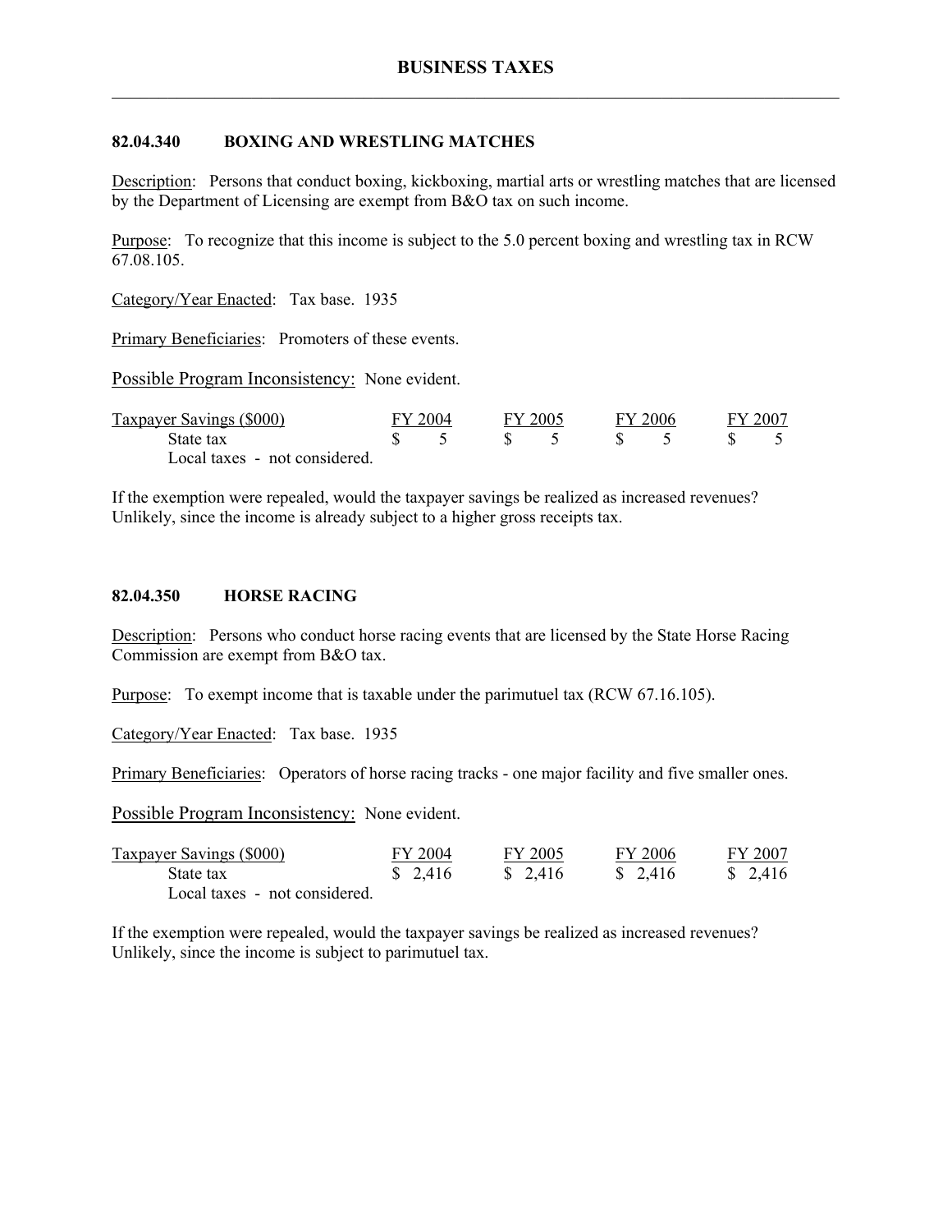## 82.04.340 BOXING AND WRESTLING MATCHES

Description: Persons that conduct boxing, kickboxing, martial arts or wrestling matches that are licensed by the Department of Licensing are exempt from B&O tax on such income.

Purpose: To recognize that this income is subject to the 5.0 percent boxing and wrestling tax in RCW 67.08.105.

Category/Year Enacted: Tax base. 1935

Primary Beneficiaries: Promoters of these events.

Possible Program Inconsistency: None evident.

| Taxpayer Savings ($000) | FY 2004 | FY 2005 | FY 2006 | FY 2007 |
|---|---|---|---|---|
| State tax | $ 5 | $ 5 | $ 5 | $ 5 |
| Local taxes - not considered. | | | | |

If the exemption were repealed, would the taxpayer savings be realized as increased revenues? Unlikely, since the income is already subject to a higher gross receipts tax.

## 82.04.350 HORSE RACING

Description: Persons who conduct horse racing events that are licensed by the State Horse Racing Commission are exempt from B&O tax.

Purpose: To exempt income that is taxable under the parimutuel tax (RCW 67.16.105).

Category/Year Enacted: Tax base. 1935

Primary Beneficiaries: Operators of horse racing tracks - one major facility and five smaller ones.

Possible Program Inconsistency: None evident.

| Taxpayer Savings ($000) | FY 2004 | FY 2005 | FY 2006 | FY 2007 |
|---|---|---|---|---|
| State tax | $ 2,416 | $ 2,416 | $ 2,416 | $ 2,416 |
| Local taxes - not considered. | | | | |

If the exemption were repealed, would the taxpayer savings be realized as increased revenues? Unlikely, since the income is subject to parimutuel tax.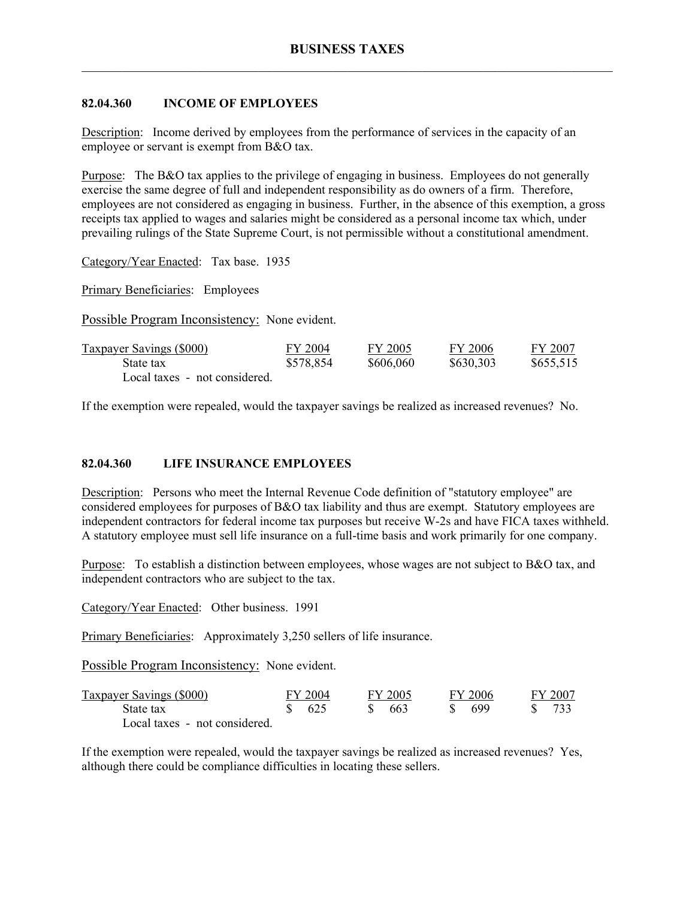## 82.04.360 INCOME OF EMPLOYEES

Description: Income derived by employees from the performance of services in the capacity of an employee or servant is exempt from B&O tax.

Purpose: The B&O tax applies to the privilege of engaging in business. Employees do not generally exercise the same degree of full and independent responsibility as do owners of a firm. Therefore, employees are not considered as engaging in business. Further, in the absence of this exemption, a gross receipts tax applied to wages and salaries might be considered as a personal income tax which, under prevailing rulings of the State Supreme Court, is not permissible without a constitutional amendment.

Category/Year Enacted: Tax base. 1935

Primary Beneficiaries: Employees

Possible Program Inconsistency: None evident.

| Taxpayer Savings ($000) | FY 2004 | FY 2005 | FY 2006 | FY 2007 |
|---|---|---|---|---|
| State tax | $578,854 | $606,060 | $630,303 | $655,515 |
| Local taxes - not considered. | | | | |

If the exemption were repealed, would the taxpayer savings be realized as increased revenues? No.

## 82.04.360 LIFE INSURANCE EMPLOYEES

Description: Persons who meet the Internal Revenue Code definition of "statutory employee" are considered employees for purposes of B&O tax liability and thus are exempt. Statutory employees are independent contractors for federal income tax purposes but receive W-2s and have FICA taxes withheld. A statutory employee must sell life insurance on a full-time basis and work primarily for one company.

Purpose: To establish a distinction between employees, whose wages are not subject to B&O tax, and independent contractors who are subject to the tax.

Category/Year Enacted: Other business. 1991

Primary Beneficiaries: Approximately 3,250 sellers of life insurance.

Possible Program Inconsistency: None evident.

| Taxpayer Savings ($000) | FY 2004 | FY 2005 | FY 2006 | FY 2007 |
|---|---|---|---|---|
| State tax | $ 625 | $ 663 | $ 699 | $ 733 |
| Local taxes - not considered. | | | | |

If the exemption were repealed, would the taxpayer savings be realized as increased revenues? Yes, although there could be compliance difficulties in locating these sellers.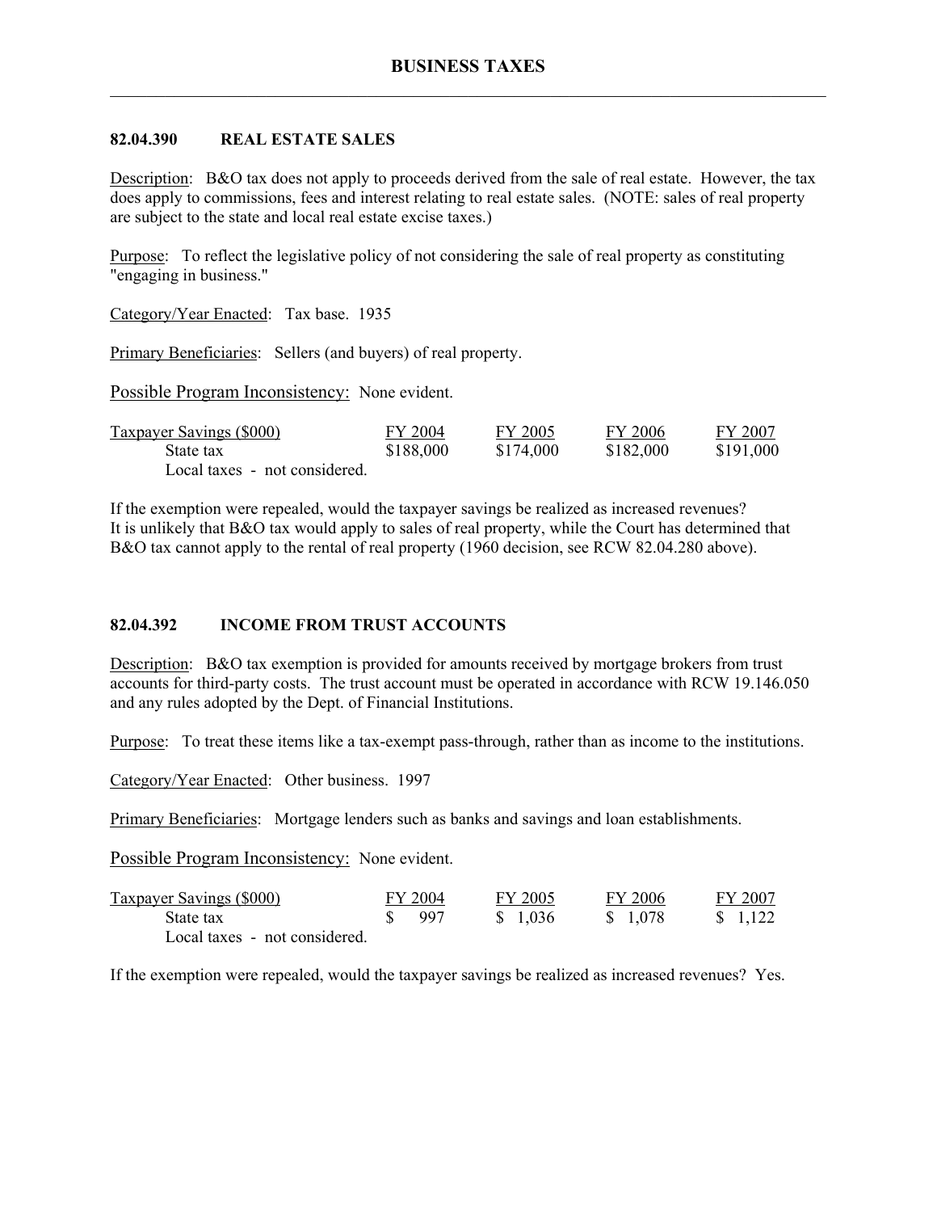## 82.04.390 REAL ESTATE SALES

Description: B&O tax does not apply to proceeds derived from the sale of real estate. However, the tax does apply to commissions, fees and interest relating to real estate sales. (NOTE: sales of real property are subject to the state and local real estate excise taxes.)

Purpose: To reflect the legislative policy of not considering the sale of real property as constituting "engaging in business."

Category/Year Enacted: Tax base. 1935

Primary Beneficiaries: Sellers (and buyers) of real property.

Possible Program Inconsistency: None evident.

| Taxpayer Savings ($000) | FY 2004 | FY 2005 | FY 2006 | FY 2007 |
|---|---|---|---|---|
| State tax | $188,000 | $174,000 | $182,000 | $191,000 |
| Local taxes - not considered. | | | | |

If the exemption were repealed, would the taxpayer savings be realized as increased revenues? It is unlikely that B&O tax would apply to sales of real property, while the Court has determined that B&O tax cannot apply to the rental of real property (1960 decision, see RCW 82.04.280 above).

## 82.04.392 INCOME FROM TRUST ACCOUNTS

Description: B&O tax exemption is provided for amounts received by mortgage brokers from trust accounts for third-party costs. The trust account must be operated in accordance with RCW 19.146.050 and any rules adopted by the Dept. of Financial Institutions.

Purpose: To treat these items like a tax-exempt pass-through, rather than as income to the institutions.

Category/Year Enacted: Other business. 1997

Primary Beneficiaries: Mortgage lenders such as banks and savings and loan establishments.

Possible Program Inconsistency: None evident.

| Taxpayer Savings ($000) | FY 2004 | FY 2005 | FY 2006 | FY 2007 |
|---|---|---|---|---|
| State tax | $ 997 | $ 1,036 | $ 1,078 | $ 1,122 |
| Local taxes - not considered. | | | | |

If the exemption were repealed, would the taxpayer savings be realized as increased revenues? Yes.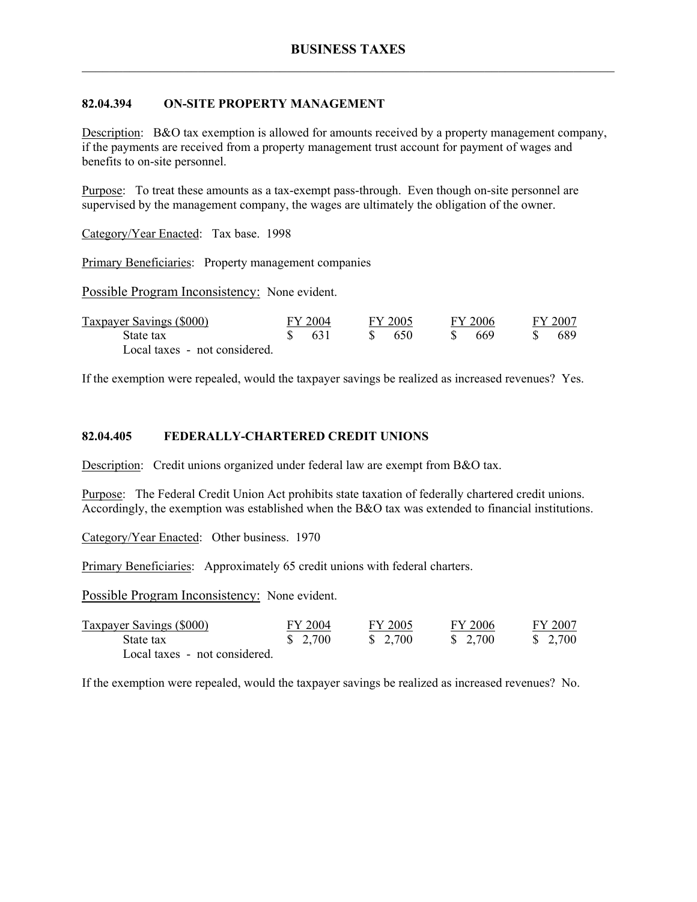### 82.04.394 ON-SITE PROPERTY MANAGEMENT

Description: B&O tax exemption is allowed for amounts received by a property management company, if the payments are received from a property management trust account for payment of wages and benefits to on-site personnel.

Purpose: To treat these amounts as a tax-exempt pass-through. Even though on-site personnel are supervised by the management company, the wages are ultimately the obligation of the owner.

Category/Year Enacted: Tax base. 1998

Primary Beneficiaries: Property management companies

Possible Program Inconsistency: None evident.

| Taxpayer Savings ($000) | FY 2004 | FY 2005 | FY 2006 | FY 2007 |
|---|---|---|---|---|
| State tax | $ 631 | $ 650 | $ 669 | $ 689 |
| Local taxes - not considered. | | | | |

If the exemption were repealed, would the taxpayer savings be realized as increased revenues? Yes.

### 82.04.405 FEDERALLY-CHARTERED CREDIT UNIONS

Description: Credit unions organized under federal law are exempt from B&O tax.

Purpose: The Federal Credit Union Act prohibits state taxation of federally chartered credit unions. Accordingly, the exemption was established when the B&O tax was extended to financial institutions.

Category/Year Enacted: Other business. 1970

Primary Beneficiaries: Approximately 65 credit unions with federal charters.

Possible Program Inconsistency: None evident.

| Taxpayer Savings ($000) | FY 2004 | FY 2005 | FY 2006 | FY 2007 |
|---|---|---|---|---|
| State tax | $ 2,700 | $ 2,700 | $ 2,700 | $ 2,700 |
| Local taxes - not considered. | | | | |

If the exemption were repealed, would the taxpayer savings be realized as increased revenues? No.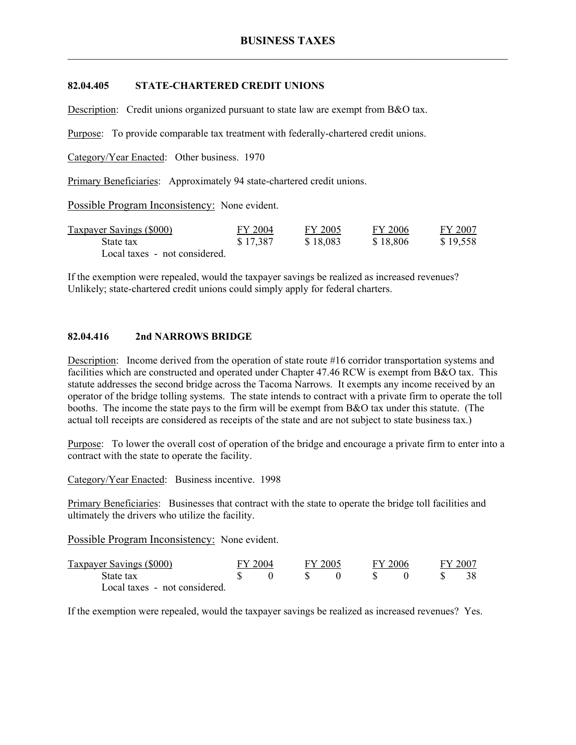### 82.04.405 STATE-CHARTERED CREDIT UNIONS

Description: Credit unions organized pursuant to state law are exempt from B&O tax.

Purpose: To provide comparable tax treatment with federally-chartered credit unions.

Category/Year Enacted: Other business. 1970

Primary Beneficiaries: Approximately 94 state-chartered credit unions.

Possible Program Inconsistency: None evident.

| Taxpayer Savings ($000) | FY 2004 | FY 2005 | FY 2006 | FY 2007 |
|---|---|---|---|---|
| State tax | $ 17,387 | $ 18,083 | $ 18,806 | $ 19,558 |
| Local taxes - not considered. | | | | |

If the exemption were repealed, would the taxpayer savings be realized as increased revenues? Unlikely; state-chartered credit unions could simply apply for federal charters.

### 82.04.416 2nd NARROWS BRIDGE

Description: Income derived from the operation of state route #16 corridor transportation systems and facilities which are constructed and operated under Chapter 47.46 RCW is exempt from B&O tax. This statute addresses the second bridge across the Tacoma Narrows. It exempts any income received by an operator of the bridge tolling systems. The state intends to contract with a private firm to operate the toll booths. The income the state pays to the firm will be exempt from B&O tax under this statute. (The actual toll receipts are considered as receipts of the state and are not subject to state business tax.)

Purpose: To lower the overall cost of operation of the bridge and encourage a private firm to enter into a contract with the state to operate the facility.

Category/Year Enacted: Business incentive. 1998

Primary Beneficiaries: Businesses that contract with the state to operate the bridge toll facilities and ultimately the drivers who utilize the facility.

Possible Program Inconsistency: None evident.

| Taxpayer Savings ($000) | FY 2004 | FY 2005 | FY 2006 | FY 2007 |
|---|---|---|---|---|
| State tax | $ 0 | $ 0 | $ 0 | $ 38 |
| Local taxes - not considered. | | | | |

If the exemption were repealed, would the taxpayer savings be realized as increased revenues? Yes.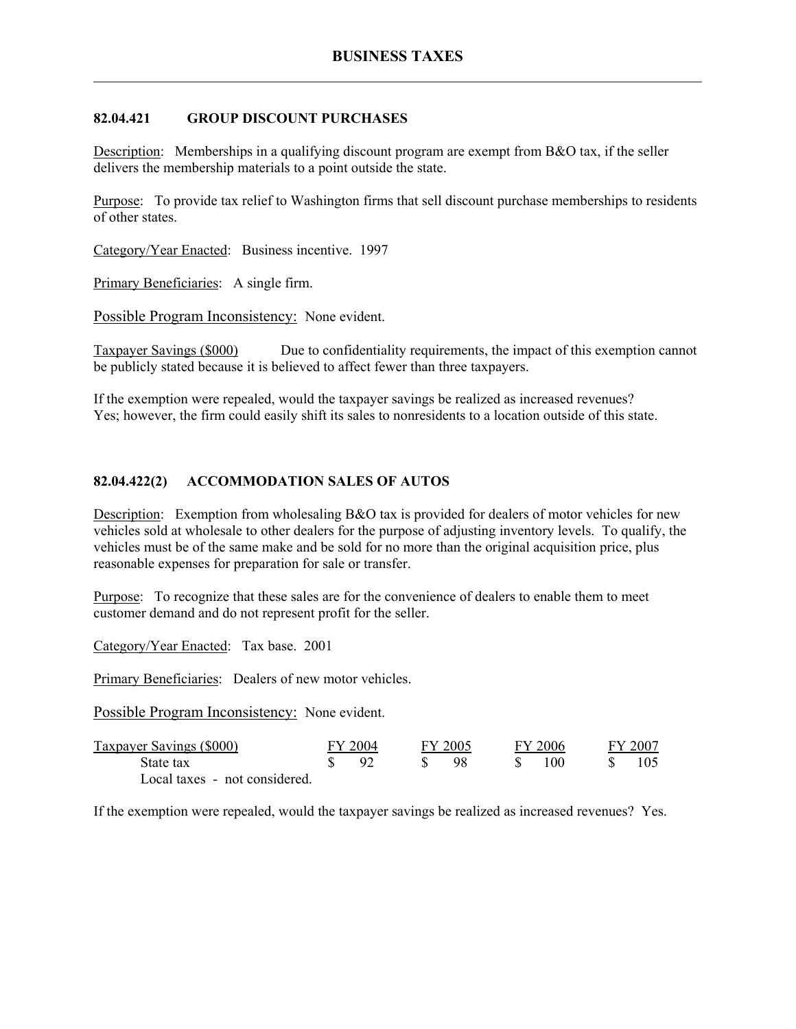## 82.04.421 GROUP DISCOUNT PURCHASES

Description: Memberships in a qualifying discount program are exempt from B&O tax, if the seller delivers the membership materials to a point outside the state.

Purpose: To provide tax relief to Washington firms that sell discount purchase memberships to residents of other states.

Category/Year Enacted: Business incentive. 1997

Primary Beneficiaries: A single firm.

Possible Program Inconsistency: None evident.

Taxpayer Savings ($000) Due to confidentiality requirements, the impact of this exemption cannot be publicly stated because it is believed to affect fewer than three taxpayers.

If the exemption were repealed, would the taxpayer savings be realized as increased revenues? Yes; however, the firm could easily shift its sales to nonresidents to a location outside of this state.

## 82.04.422(2) ACCOMMODATION SALES OF AUTOS

Description: Exemption from wholesaling B&O tax is provided for dealers of motor vehicles for new vehicles sold at wholesale to other dealers for the purpose of adjusting inventory levels. To qualify, the vehicles must be of the same make and be sold for no more than the original acquisition price, plus reasonable expenses for preparation for sale or transfer.

Purpose: To recognize that these sales are for the convenience of dealers to enable them to meet customer demand and do not represent profit for the seller.

Category/Year Enacted: Tax base. 2001

Primary Beneficiaries: Dealers of new motor vehicles.

Possible Program Inconsistency: None evident.

| Taxpayer Savings ($000) | FY 2004 | FY 2005 | FY 2006 | FY 2007 |
|---|---|---|---|---|
| State tax | $ 92 | $ 98 | $ 100 | $ 105 |
| Local taxes - not considered. | | | | |

If the exemption were repealed, would the taxpayer savings be realized as increased revenues? Yes.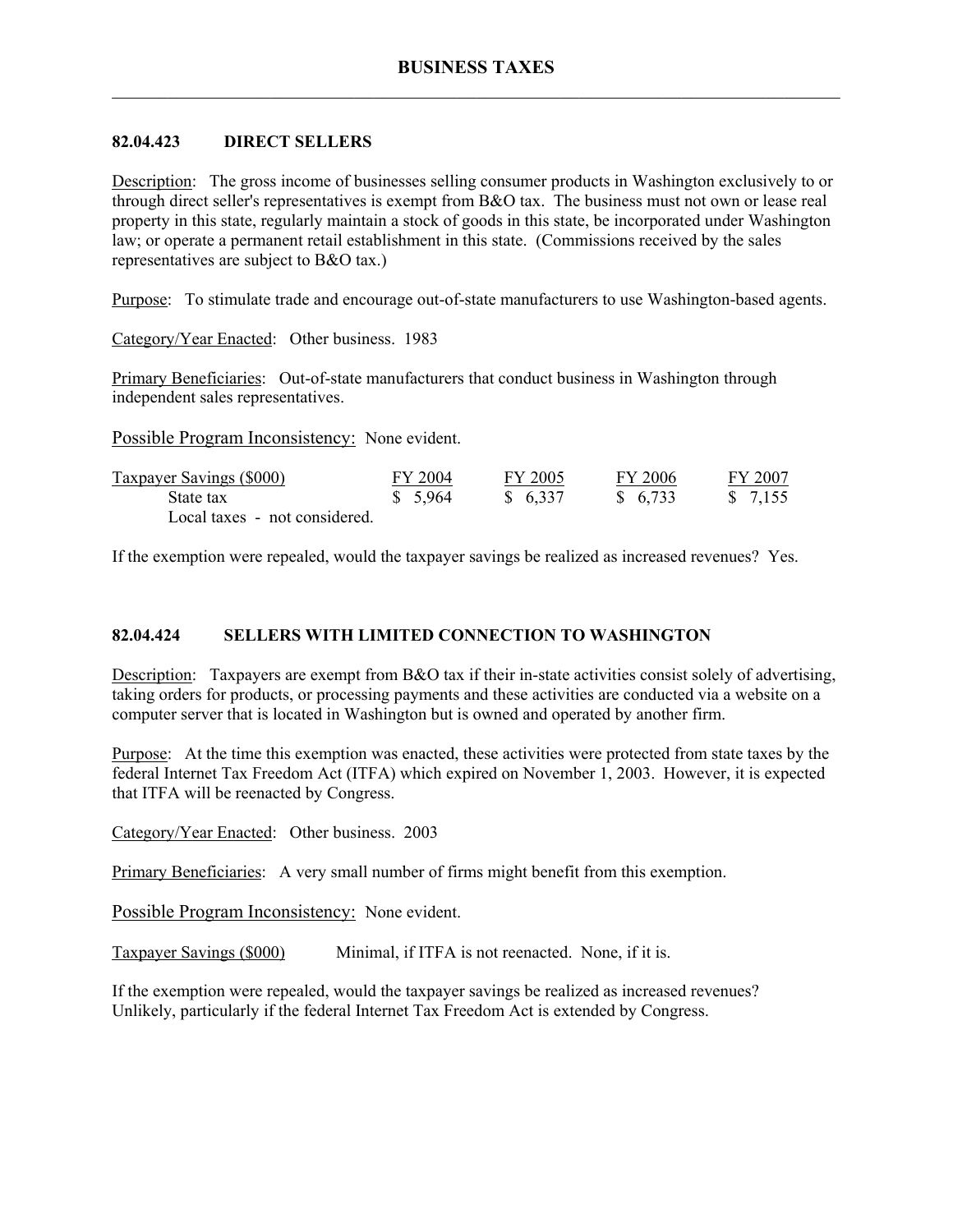## 82.04.423 DIRECT SELLERS

Description: The gross income of businesses selling consumer products in Washington exclusively to or through direct seller's representatives is exempt from B&O tax. The business must not own or lease real property in this state, regularly maintain a stock of goods in this state, be incorporated under Washington law; or operate a permanent retail establishment in this state. (Commissions received by the sales representatives are subject to B&O tax.)

Purpose: To stimulate trade and encourage out-of-state manufacturers to use Washington-based agents.

Category/Year Enacted: Other business. 1983

Primary Beneficiaries: Out-of-state manufacturers that conduct business in Washington through independent sales representatives.

Possible Program Inconsistency: None evident.

| Taxpayer Savings ($000) | FY 2004 | FY 2005 | FY 2006 | FY 2007 |
|---|---|---|---|---|
| State tax | $ 5,964 | $ 6,337 | $ 6,733 | $ 7,155 |
| Local taxes - not considered. | | | | |

If the exemption were repealed, would the taxpayer savings be realized as increased revenues? Yes.

## 82.04.424 SELLERS WITH LIMITED CONNECTION TO WASHINGTON

Description: Taxpayers are exempt from B&O tax if their in-state activities consist solely of advertising, taking orders for products, or processing payments and these activities are conducted via a website on a computer server that is located in Washington but is owned and operated by another firm.

Purpose: At the time this exemption was enacted, these activities were protected from state taxes by the federal Internet Tax Freedom Act (ITFA) which expired on November 1, 2003. However, it is expected that ITFA will be reenacted by Congress.

Category/Year Enacted: Other business. 2003

Primary Beneficiaries: A very small number of firms might benefit from this exemption.

Possible Program Inconsistency: None evident.

Taxpayer Savings ($000) Minimal, if ITFA is not reenacted. None, if it is.

If the exemption were repealed, would the taxpayer savings be realized as increased revenues? Unlikely, particularly if the federal Internet Tax Freedom Act is extended by Congress.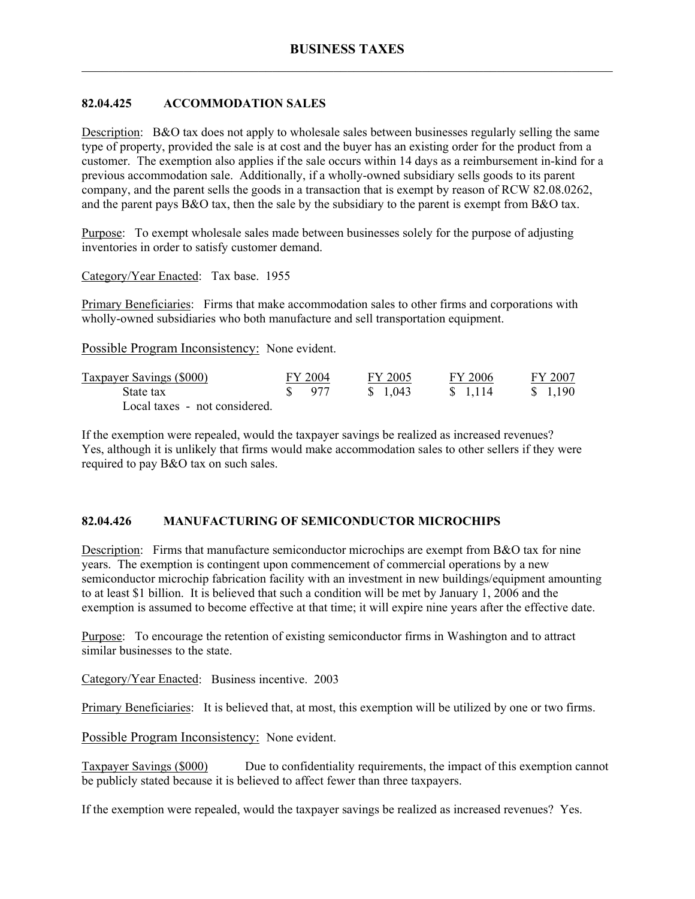## 82.04.425 ACCOMMODATION SALES

Description: B&O tax does not apply to wholesale sales between businesses regularly selling the same type of property, provided the sale is at cost and the buyer has an existing order for the product from a customer. The exemption also applies if the sale occurs within 14 days as a reimbursement in-kind for a previous accommodation sale. Additionally, if a wholly-owned subsidiary sells goods to its parent company, and the parent sells the goods in a transaction that is exempt by reason of RCW 82.08.0262, and the parent pays B&O tax, then the sale by the subsidiary to the parent is exempt from B&O tax.

Purpose: To exempt wholesale sales made between businesses solely for the purpose of adjusting inventories in order to satisfy customer demand.

Category/Year Enacted: Tax base. 1955

Primary Beneficiaries: Firms that make accommodation sales to other firms and corporations with wholly-owned subsidiaries who both manufacture and sell transportation equipment.

Possible Program Inconsistency: None evident.

| Taxpayer Savings ($000) | FY 2004 | FY 2005 | FY 2006 | FY 2007 |
|---|---|---|---|---|
| State tax | $ 977 | $ 1,043 | $ 1,114 | $ 1,190 |
| Local taxes - not considered. | | | | |

If the exemption were repealed, would the taxpayer savings be realized as increased revenues? Yes, although it is unlikely that firms would make accommodation sales to other sellers if they were required to pay B&O tax on such sales.

## 82.04.426 MANUFACTURING OF SEMICONDUCTOR MICROCHIPS

Description: Firms that manufacture semiconductor microchips are exempt from B&O tax for nine years. The exemption is contingent upon commencement of commercial operations by a new semiconductor microchip fabrication facility with an investment in new buildings/equipment amounting to at least $1 billion. It is believed that such a condition will be met by January 1, 2006 and the exemption is assumed to become effective at that time; it will expire nine years after the effective date.

Purpose: To encourage the retention of existing semiconductor firms in Washington and to attract similar businesses to the state.

Category/Year Enacted: Business incentive. 2003

Primary Beneficiaries: It is believed that, at most, this exemption will be utilized by one or two firms.

Possible Program Inconsistency: None evident.

Taxpayer Savings ($000) Due to confidentiality requirements, the impact of this exemption cannot be publicly stated because it is believed to affect fewer than three taxpayers.

If the exemption were repealed, would the taxpayer savings be realized as increased revenues? Yes.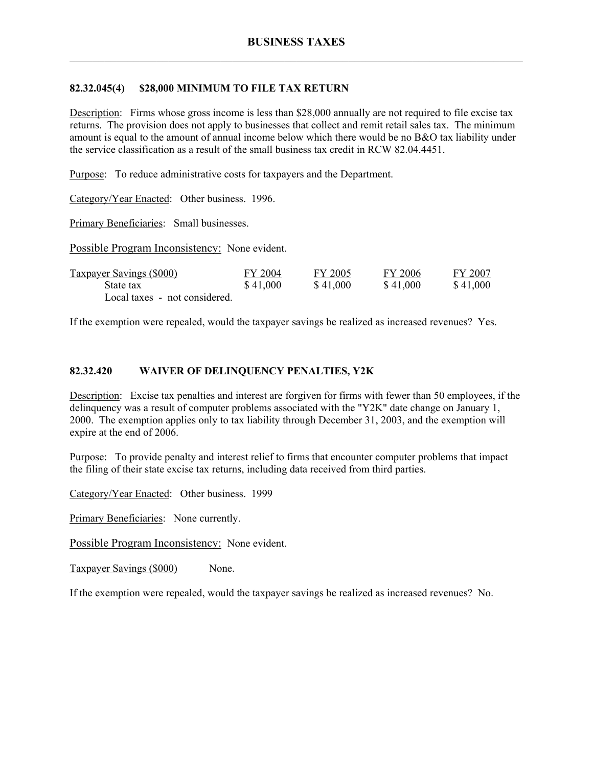## 82.32.045(4) $28,000 MINIMUM TO FILE TAX RETURN

Description: Firms whose gross income is less than $28,000 annually are not required to file excise tax returns. The provision does not apply to businesses that collect and remit retail sales tax. The minimum amount is equal to the amount of annual income below which there would be no B&O tax liability under the service classification as a result of the small business tax credit in RCW 82.04.4451.

Purpose: To reduce administrative costs for taxpayers and the Department.

Category/Year Enacted: Other business. 1996.

Primary Beneficiaries: Small businesses.

Possible Program Inconsistency: None evident.

| Taxpayer Savings ($000) | FY 2004 | FY 2005 | FY 2006 | FY 2007 |
|---|---|---|---|---|
| State tax | $ 41,000 | $ 41,000 | $ 41,000 | $ 41,000 |
| Local taxes - not considered. | | | | |

If the exemption were repealed, would the taxpayer savings be realized as increased revenues? Yes.

## 82.32.420 WAIVER OF DELINQUENCY PENALTIES, Y2K

Description: Excise tax penalties and interest are forgiven for firms with fewer than 50 employees, if the delinquency was a result of computer problems associated with the "Y2K" date change on January 1, 2000. The exemption applies only to tax liability through December 31, 2003, and the exemption will expire at the end of 2006.

Purpose: To provide penalty and interest relief to firms that encounter computer problems that impact the filing of their state excise tax returns, including data received from third parties.

Category/Year Enacted: Other business. 1999

Primary Beneficiaries: None currently.

Possible Program Inconsistency: None evident.

Taxpayer Savings ($000) None.

If the exemption were repealed, would the taxpayer savings be realized as increased revenues? No.